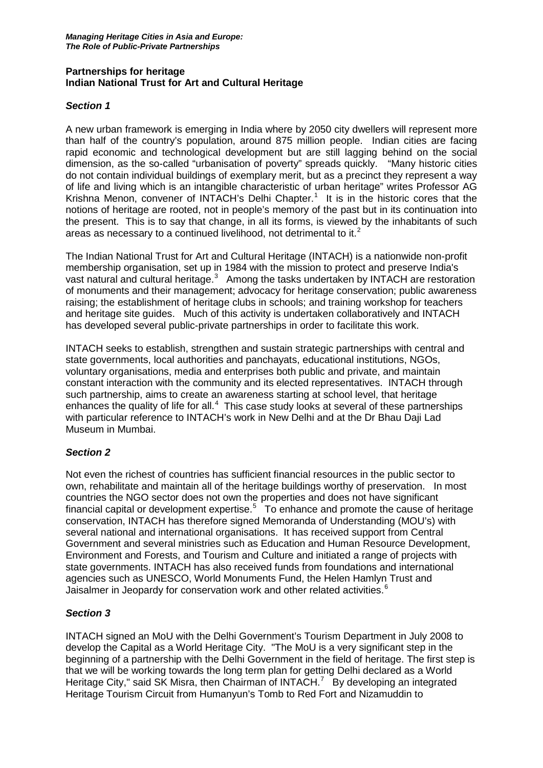***Managing Heritage Cities in Asia and Europe:***
***The Role of Public-Private Partnerships***

**Partnerships for heritage**
**Indian National Trust for Art and Cultural Heritage**

### *Section 1*

A new urban framework is emerging in India where by 2050 city dwellers will represent more than half of the country's population, around 875 million people. Indian cities are facing rapid economic and technological development but are still lagging behind on the social dimension, as the so-called "urbanisation of poverty" spreads quickly. "Many historic cities do not contain individual buildings of exemplary merit, but as a precinct they represent a way of life and living which is an intangible characteristic of urban heritage" writes Professor AG Krishna Menon, convener of INTACH's Delhi Chapter.[1] It is in the historic cores that the notions of heritage are rooted, not in people's memory of the past but in its continuation into the present. This is to say that change, in all its forms, is viewed by the inhabitants of such areas as necessary to a continued livelihood, not detrimental to it.[2]

The Indian National Trust for Art and Cultural Heritage (INTACH) is a nationwide non-profit membership organisation, set up in 1984 with the mission to protect and preserve India's vast natural and cultural heritage.[3] Among the tasks undertaken by INTACH are restoration of monuments and their management; advocacy for heritage conservation; public awareness raising; the establishment of heritage clubs in schools; and training workshop for teachers and heritage site guides. Much of this activity is undertaken collaboratively and INTACH has developed several public-private partnerships in order to facilitate this work.

INTACH seeks to establish, strengthen and sustain strategic partnerships with central and state governments, local authorities and panchayats, educational institutions, NGOs, voluntary organisations, media and enterprises both public and private, and maintain constant interaction with the community and its elected representatives. INTACH through such partnership, aims to create an awareness starting at school level, that heritage enhances the quality of life for all.[4] This case study looks at several of these partnerships with particular reference to INTACH's work in New Delhi and at the Dr Bhau Daji Lad Museum in Mumbai.

### *Section 2*

Not even the richest of countries has sufficient financial resources in the public sector to own, rehabilitate and maintain all of the heritage buildings worthy of preservation. In most countries the NGO sector does not own the properties and does not have significant financial capital or development expertise.[5] To enhance and promote the cause of heritage conservation, INTACH has therefore signed Memoranda of Understanding (MOU's) with several national and international organisations. It has received support from Central Government and several ministries such as Education and Human Resource Development, Environment and Forests, and Tourism and Culture and initiated a range of projects with state governments. INTACH has also received funds from foundations and international agencies such as UNESCO, World Monuments Fund, the Helen Hamlyn Trust and Jaisalmer in Jeopardy for conservation work and other related activities.[6]

### *Section 3*

INTACH signed an MoU with the Delhi Government's Tourism Department in July 2008 to develop the Capital as a World Heritage City. "The MoU is a very significant step in the beginning of a partnership with the Delhi Government in the field of heritage. The first step is that we will be working towards the long term plan for getting Delhi declared as a World Heritage City," said SK Misra, then Chairman of INTACH.[7] By developing an integrated Heritage Tourism Circuit from Humanyun's Tomb to Red Fort and Nizamuddin to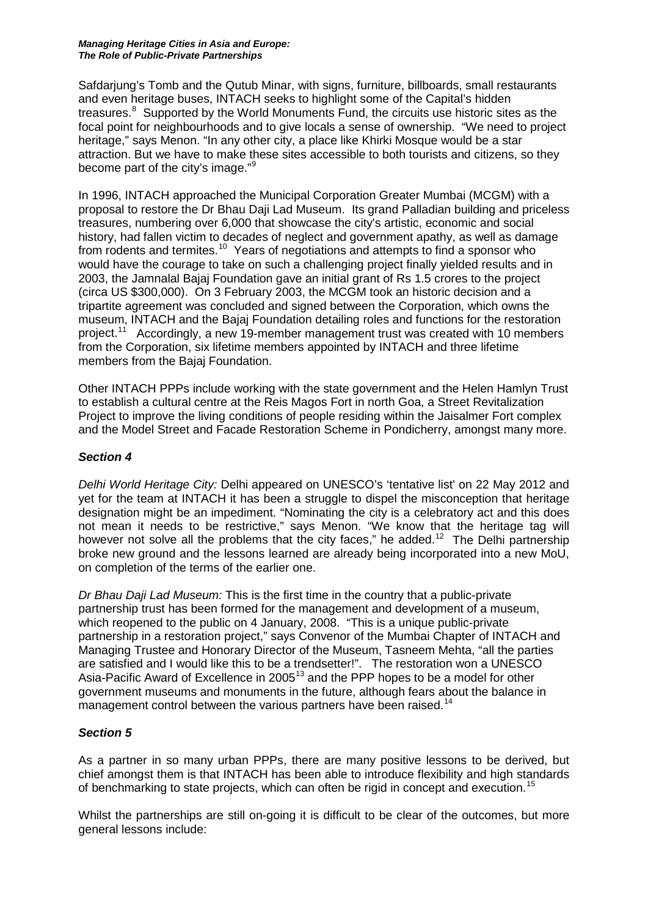Safdarjung's Tomb and the Qutub Minar, with signs, furniture, billboards, small restaurants and even heritage buses, INTACH seeks to highlight some of the Capital's hidden treasures.[8] Supported by the World Monuments Fund, the circuits use historic sites as the focal point for neighbourhoods and to give locals a sense of ownership. "We need to project heritage," says Menon. "In any other city, a place like Khirki Mosque would be a star attraction. But we have to make these sites accessible to both tourists and citizens, so they become part of the city's image."[9]

In 1996, INTACH approached the Municipal Corporation Greater Mumbai (MCGM) with a proposal to restore the Dr Bhau Daji Lad Museum. Its grand Palladian building and priceless treasures, numbering over 6,000 that showcase the city's artistic, economic and social history, had fallen victim to decades of neglect and government apathy, as well as damage from rodents and termites.[10] Years of negotiations and attempts to find a sponsor who would have the courage to take on such a challenging project finally yielded results and in 2003, the Jamnalal Bajaj Foundation gave an initial grant of Rs 1.5 crores to the project (circa US $300,000). On 3 February 2003, the MCGM took an historic decision and a tripartite agreement was concluded and signed between the Corporation, which owns the museum, INTACH and the Bajaj Foundation detailing roles and functions for the restoration project.[11] Accordingly, a new 19-member management trust was created with 10 members from the Corporation, six lifetime members appointed by INTACH and three lifetime members from the Bajaj Foundation.

Other INTACH PPPs include working with the state government and the Helen Hamlyn Trust to establish a cultural centre at the Reis Magos Fort in north Goa, a Street Revitalization Project to improve the living conditions of people residing within the Jaisalmer Fort complex and the Model Street and Facade Restoration Scheme in Pondicherry, amongst many more.

### *Section 4*

*Delhi World Heritage City:* Delhi appeared on UNESCO's 'tentative list' on 22 May 2012 and yet for the team at INTACH it has been a struggle to dispel the misconception that heritage designation might be an impediment. "Nominating the city is a celebratory act and this does not mean it needs to be restrictive," says Menon. "We know that the heritage tag will however not solve all the problems that the city faces," he added.[12] The Delhi partnership broke new ground and the lessons learned are already being incorporated into a new MoU, on completion of the terms of the earlier one.

*Dr Bhau Daji Lad Museum:* This is the first time in the country that a public-private partnership trust has been formed for the management and development of a museum, which reopened to the public on 4 January, 2008. "This is a unique public-private partnership in a restoration project," says Convenor of the Mumbai Chapter of INTACH and Managing Trustee and Honorary Director of the Museum, Tasneem Mehta, "all the parties are satisfied and I would like this to be a trendsetter!". The restoration won a UNESCO Asia-Pacific Award of Excellence in 2005[13] and the PPP hopes to be a model for other government museums and monuments in the future, although fears about the balance in management control between the various partners have been raised.[14]

### *Section 5*

As a partner in so many urban PPPs, there are many positive lessons to be derived, but chief amongst them is that INTACH has been able to introduce flexibility and high standards of benchmarking to state projects, which can often be rigid in concept and execution.[15]

Whilst the partnerships are still on-going it is difficult to be clear of the outcomes, but more general lessons include: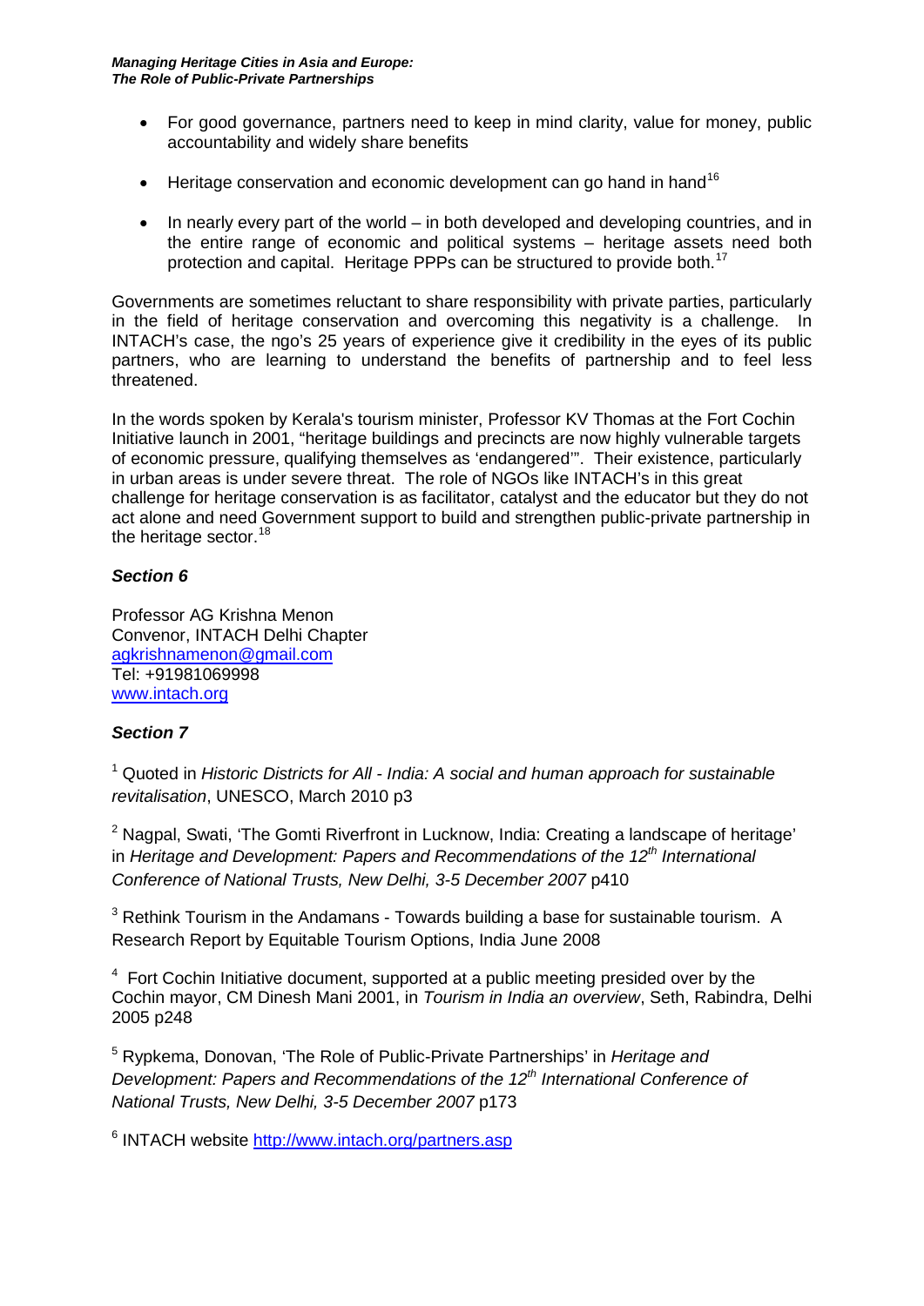- For good governance, partners need to keep in mind clarity, value for money, public accountability and widely share benefits
- Heritage conservation and economic development can go hand in hand[16]
- In nearly every part of the world – in both developed and developing countries, and in the entire range of economic and political systems – heritage assets need both protection and capital. Heritage PPPs can be structured to provide both.[17]

Governments are sometimes reluctant to share responsibility with private parties, particularly in the field of heritage conservation and overcoming this negativity is a challenge. In INTACH's case, the ngo's 25 years of experience give it credibility in the eyes of its public partners, who are learning to understand the benefits of partnership and to feel less threatened.

In the words spoken by Kerala's tourism minister, Professor KV Thomas at the Fort Cochin Initiative launch in 2001, "heritage buildings and precincts are now highly vulnerable targets of economic pressure, qualifying themselves as 'endangered'". Their existence, particularly in urban areas is under severe threat. The role of NGOs like INTACH's in this great challenge for heritage conservation is as facilitator, catalyst and the educator but they do not act alone and need Government support to build and strengthen public-private partnership in the heritage sector.[18]

### *Section 6*

Professor AG Krishna Menon
Convenor, INTACH Delhi Chapter
agkrishnamenon@gmail.com
Tel: +91981069998
www.intach.org

### *Section 7*

[1] Quoted in *Historic Districts for All - India: A social and human approach for sustainable revitalisation*, UNESCO, March 2010 p3

[2] Nagpal, Swati, 'The Gomti Riverfront in Lucknow, India: Creating a landscape of heritage' in *Heritage and Development: Papers and Recommendations of the 12th International Conference of National Trusts, New Delhi, 3-5 December 2007* p410

[3] Rethink Tourism in the Andamans - Towards building a base for sustainable tourism. A Research Report by Equitable Tourism Options, India June 2008

[4] Fort Cochin Initiative document, supported at a public meeting presided over by the Cochin mayor, CM Dinesh Mani 2001, in *Tourism in India an overview*, Seth, Rabindra, Delhi 2005 p248

[5] Rypkema, Donovan, 'The Role of Public-Private Partnerships' in *Heritage and Development: Papers and Recommendations of the 12th International Conference of National Trusts, New Delhi, 3-5 December 2007* p173

[6] INTACH website http://www.intach.org/partners.asp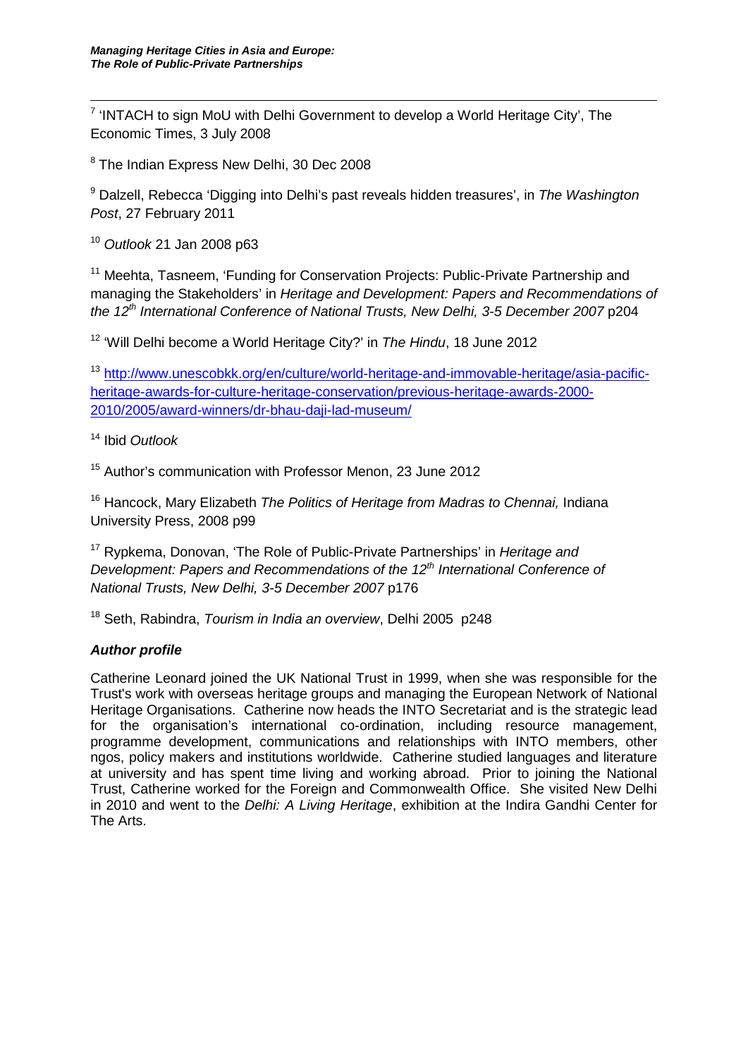[7] 'INTACH to sign MoU with Delhi Government to develop a World Heritage City', The Economic Times, 3 July 2008

[8] The Indian Express New Delhi, 30 Dec 2008

[9] Dalzell, Rebecca 'Digging into Delhi's past reveals hidden treasures', in *The Washington Post*, 27 February 2011

[10] *Outlook* 21 Jan 2008 p63

[11] Meehta, Tasneem, 'Funding for Conservation Projects: Public-Private Partnership and managing the Stakeholders' in *Heritage and Development: Papers and Recommendations of the 12th International Conference of National Trusts, New Delhi, 3-5 December 2007* p204

[12] 'Will Delhi become a World Heritage City?' in *The Hindu*, 18 June 2012

[13] http://www.unescobkk.org/en/culture/world-heritage-and-immovable-heritage/asia-pacific-heritage-awards-for-culture-heritage-conservation/previous-heritage-awards-2000-2010/2005/award-winners/dr-bhau-daji-lad-museum/

[14] Ibid *Outlook*

[15] Author's communication with Professor Menon, 23 June 2012

[16] Hancock, Mary Elizabeth *The Politics of Heritage from Madras to Chennai,* Indiana University Press, 2008 p99

[17] Rypkema, Donovan, 'The Role of Public-Private Partnerships' in *Heritage and Development: Papers and Recommendations of the 12th International Conference of National Trusts, New Delhi, 3-5 December 2007* p176

[18] Seth, Rabindra, *Tourism in India an overview*, Delhi 2005 p248

### *Author profile*

Catherine Leonard joined the UK National Trust in 1999, when she was responsible for the Trust's work with overseas heritage groups and managing the European Network of National Heritage Organisations. Catherine now heads the INTO Secretariat and is the strategic lead for the organisation's international co-ordination, including resource management, programme development, communications and relationships with INTO members, other ngos, policy makers and institutions worldwide. Catherine studied languages and literature at university and has spent time living and working abroad. Prior to joining the National Trust, Catherine worked for the Foreign and Commonwealth Office. She visited New Delhi in 2010 and went to the *Delhi: A Living Heritage*, exhibition at the Indira Gandhi Center for The Arts.